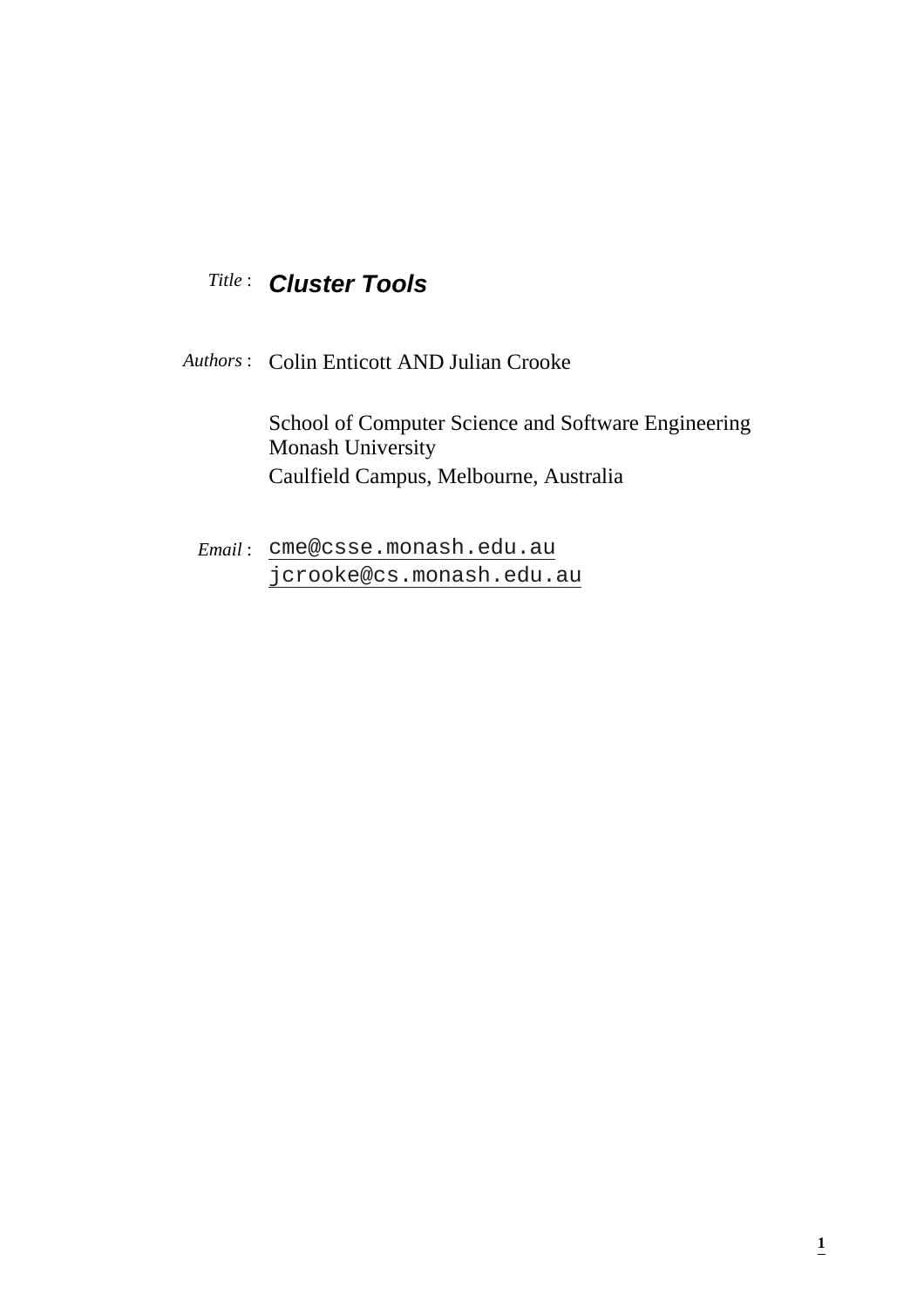*Title* : ***Cluster Tools***

*Authors* : Colin Enticott AND Julian Crooke

School of Computer Science and Software Engineering
Monash University
Caulfield Campus, Melbourne, Australia

*Email* : `cme@csse.monash.edu.au`
`jcrooke@cs.monash.edu.au`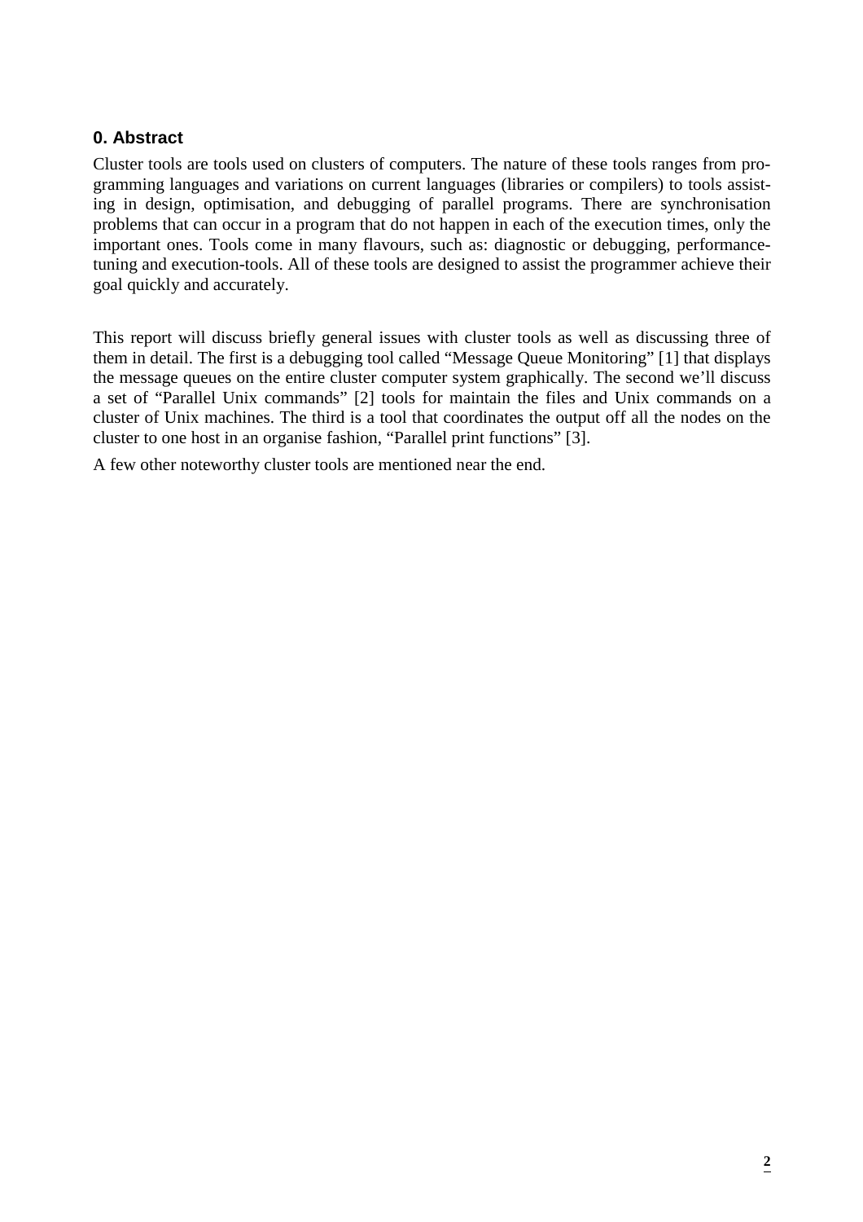## 0. Abstract

Cluster tools are tools used on clusters of computers. The nature of these tools ranges from programming languages and variations on current languages (libraries or compilers) to tools assisting in design, optimisation, and debugging of parallel programs. There are synchronisation problems that can occur in a program that do not happen in each of the execution times, only the important ones. Tools come in many flavours, such as: diagnostic or debugging, performance-tuning and execution-tools. All of these tools are designed to assist the programmer achieve their goal quickly and accurately.

This report will discuss briefly general issues with cluster tools as well as discussing three of them in detail. The first is a debugging tool called "Message Queue Monitoring" [1] that displays the message queues on the entire cluster computer system graphically. The second we'll discuss a set of "Parallel Unix commands" [2] tools for maintain the files and Unix commands on a cluster of Unix machines. The third is a tool that coordinates the output off all the nodes on the cluster to one host in an organise fashion, "Parallel print functions" [3].

A few other noteworthy cluster tools are mentioned near the end.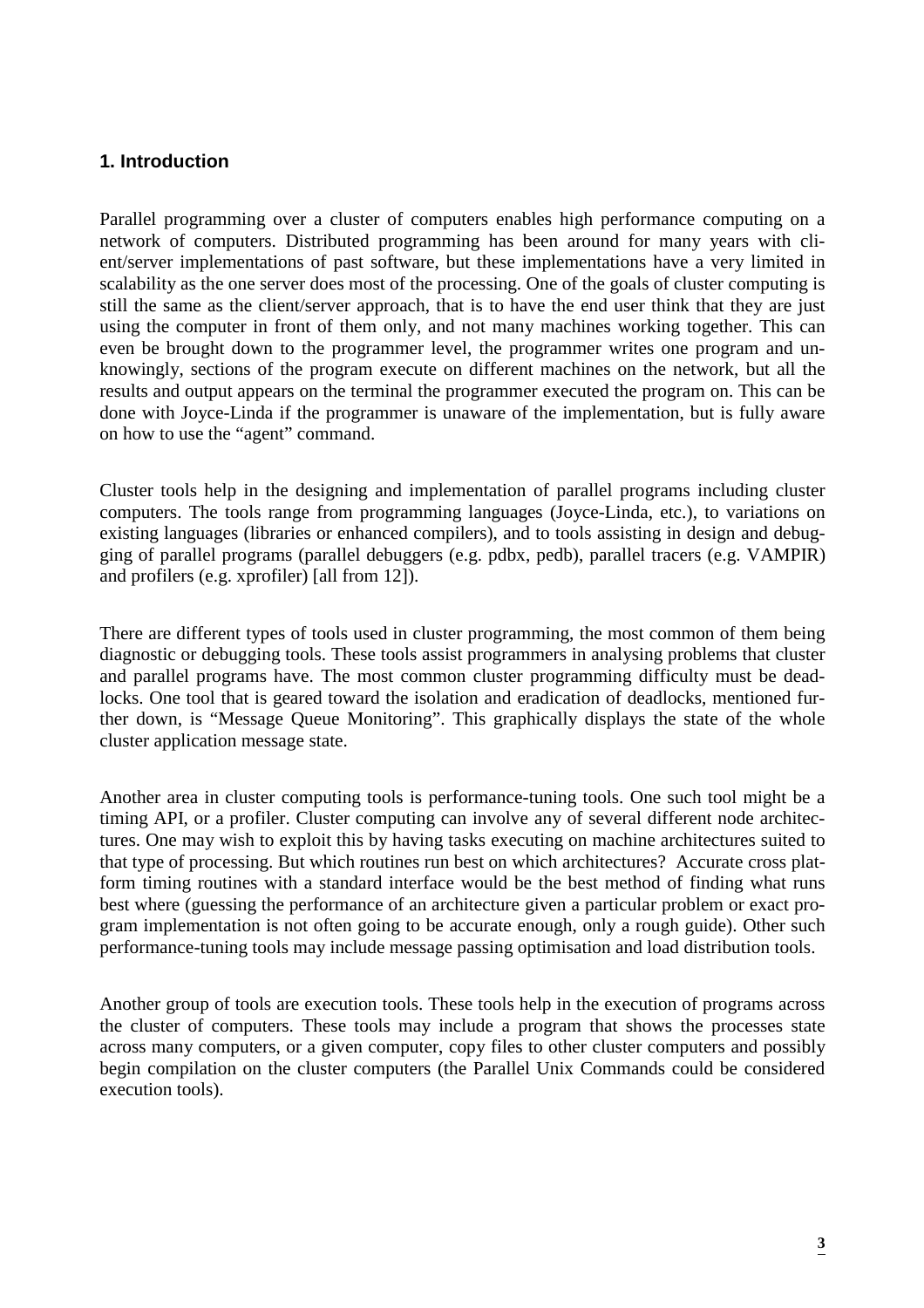## 1. Introduction

Parallel programming over a cluster of computers enables high performance computing on a network of computers. Distributed programming has been around for many years with client/server implementations of past software, but these implementations have a very limited in scalability as the one server does most of the processing. One of the goals of cluster computing is still the same as the client/server approach, that is to have the end user think that they are just using the computer in front of them only, and not many machines working together. This can even be brought down to the programmer level, the programmer writes one program and unknowingly, sections of the program execute on different machines on the network, but all the results and output appears on the terminal the programmer executed the program on. This can be done with Joyce-Linda if the programmer is unaware of the implementation, but is fully aware on how to use the "agent" command.

Cluster tools help in the designing and implementation of parallel programs including cluster computers. The tools range from programming languages (Joyce-Linda, etc.), to variations on existing languages (libraries or enhanced compilers), and to tools assisting in design and debugging of parallel programs (parallel debuggers (e.g. pdbx, pedb), parallel tracers (e.g. VAMPIR) and profilers (e.g. xprofiler) [all from 12]).

There are different types of tools used in cluster programming, the most common of them being diagnostic or debugging tools. These tools assist programmers in analysing problems that cluster and parallel programs have. The most common cluster programming difficulty must be deadlocks. One tool that is geared toward the isolation and eradication of deadlocks, mentioned further down, is "Message Queue Monitoring". This graphically displays the state of the whole cluster application message state.

Another area in cluster computing tools is performance-tuning tools. One such tool might be a timing API, or a profiler. Cluster computing can involve any of several different node architectures. One may wish to exploit this by having tasks executing on machine architectures suited to that type of processing. But which routines run best on which architectures? Accurate cross platform timing routines with a standard interface would be the best method of finding what runs best where (guessing the performance of an architecture given a particular problem or exact program implementation is not often going to be accurate enough, only a rough guide). Other such performance-tuning tools may include message passing optimisation and load distribution tools.

Another group of tools are execution tools. These tools help in the execution of programs across the cluster of computers. These tools may include a program that shows the processes state across many computers, or a given computer, copy files to other cluster computers and possibly begin compilation on the cluster computers (the Parallel Unix Commands could be considered execution tools).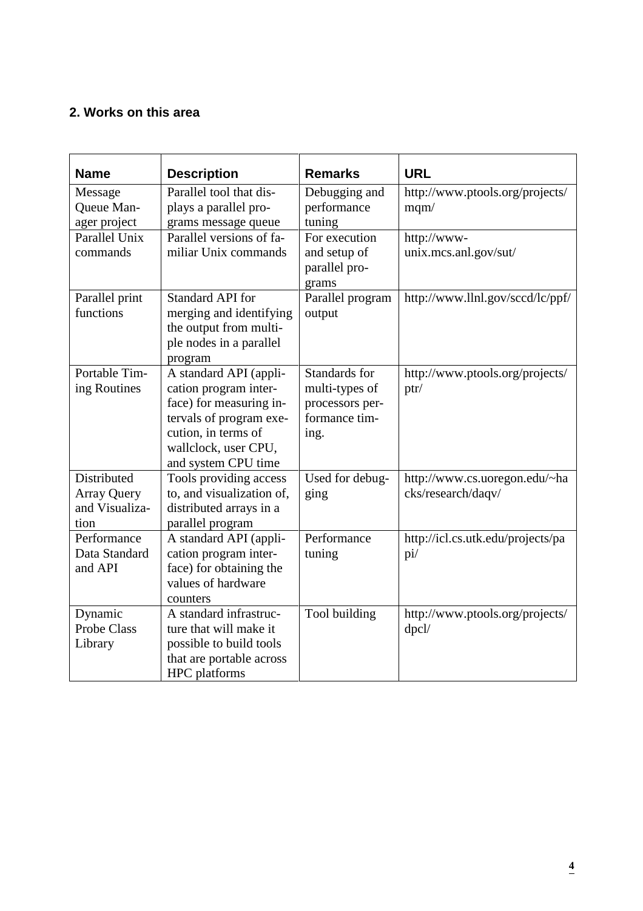## 2. Works on this area

| Name | Description | Remarks | URL |
|---|---|---|---|
| Message Queue Manager project | Parallel tool that displays a parallel programs message queue | Debugging and performance tuning | http://www.ptools.org/projects/mqm/ |
| Parallel Unix commands | Parallel versions of familiar Unix commands | For execution and setup of parallel programs | http://www-unix.mcs.anl.gov/sut/ |
| Parallel print functions | Standard API for merging and identifying the output from multiple nodes in a parallel program | Parallel program output | http://www.llnl.gov/sccd/lc/ppf/ |
| Portable Timing Routines | A standard API (application program interface) for measuring intervals of program execution, in terms of wallclock, user CPU, and system CPU time | Standards for multi-types of processors performance timing. | http://www.ptools.org/projects/ptr/ |
| Distributed Array Query and Visualization | Tools providing access to, and visualization of, distributed arrays in a parallel program | Used for debugging | http://www.cs.uoregon.edu/~hacks/research/daqv/ |
| Performance Data Standard and API | A standard API (application program interface) for obtaining the values of hardware counters | Performance tuning | http://icl.cs.utk.edu/projects/papi/ |
| Dynamic Probe Class Library | A standard infrastructure that will make it possible to build tools that are portable across HPC platforms | Tool building | http://www.ptools.org/projects/dpcl/ |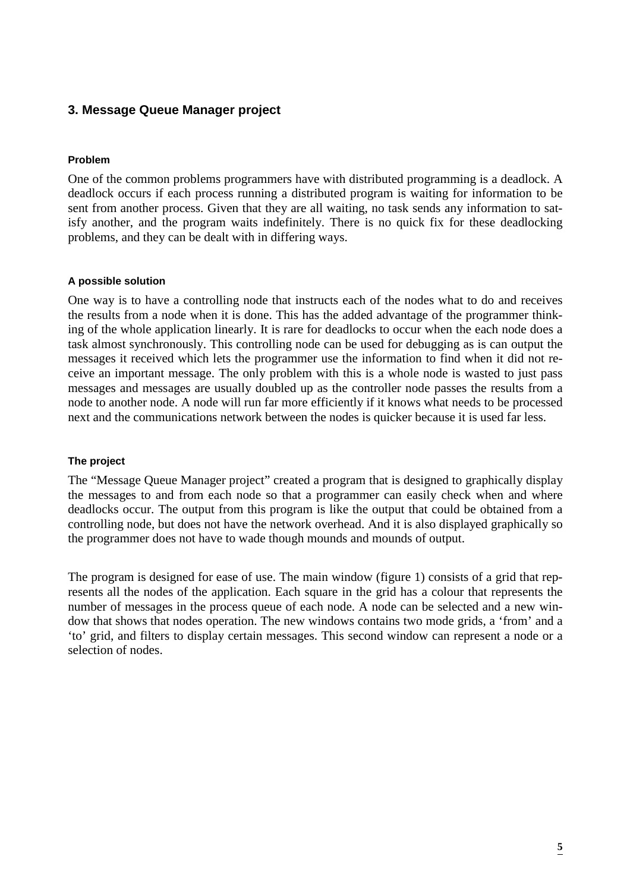## 3. Message Queue Manager project

#### Problem

One of the common problems programmers have with distributed programming is a deadlock. A deadlock occurs if each process running a distributed program is waiting for information to be sent from another process. Given that they are all waiting, no task sends any information to satisfy another, and the program waits indefinitely. There is no quick fix for these deadlocking problems, and they can be dealt with in differing ways.

#### A possible solution

One way is to have a controlling node that instructs each of the nodes what to do and receives the results from a node when it is done. This has the added advantage of the programmer thinking of the whole application linearly. It is rare for deadlocks to occur when the each node does a task almost synchronously. This controlling node can be used for debugging as is can output the messages it received which lets the programmer use the information to find when it did not receive an important message. The only problem with this is a whole node is wasted to just pass messages and messages are usually doubled up as the controller node passes the results from a node to another node. A node will run far more efficiently if it knows what needs to be processed next and the communications network between the nodes is quicker because it is used far less.

#### The project

The "Message Queue Manager project" created a program that is designed to graphically display the messages to and from each node so that a programmer can easily check when and where deadlocks occur. The output from this program is like the output that could be obtained from a controlling node, but does not have the network overhead. And it is also displayed graphically so the programmer does not have to wade though mounds and mounds of output.

The program is designed for ease of use. The main window (figure 1) consists of a grid that represents all the nodes of the application. Each square in the grid has a colour that represents the number of messages in the process queue of each node. A node can be selected and a new window that shows that nodes operation. The new windows contains two mode grids, a 'from' and a 'to' grid, and filters to display certain messages. This second window can represent a node or a selection of nodes.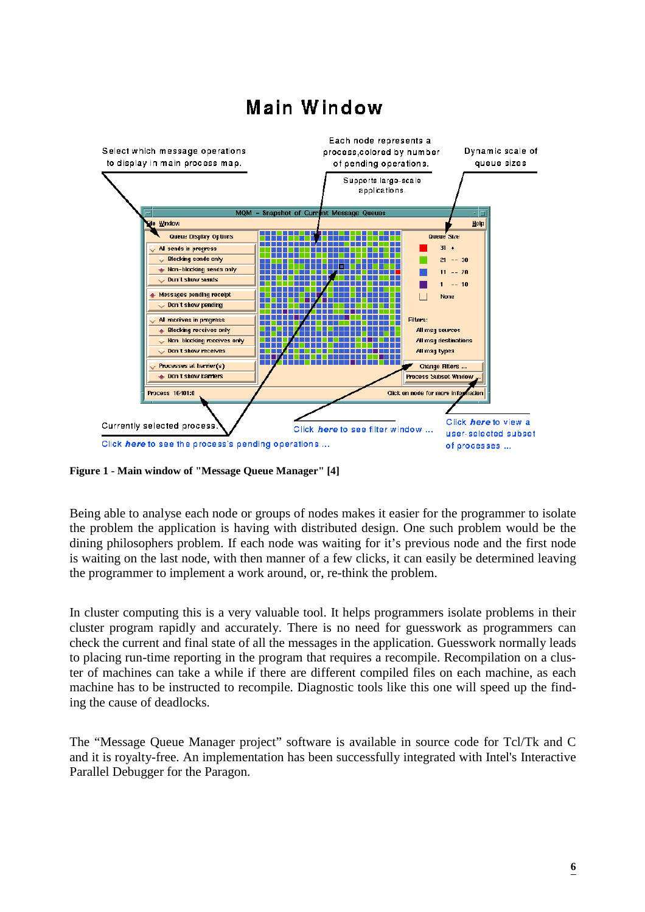Figure 1 - Main window of "Message Queue Manager" [4]

Being able to analyse each node or groups of nodes makes it easier for the programmer to isolate the problem the application is having with distributed design. One such problem would be the dining philosophers problem. If each node was waiting for it's previous node and the first node is waiting on the last node, with then manner of a few clicks, it can easily be determined leaving the programmer to implement a work around, or, re-think the problem.

In cluster computing this is a very valuable tool. It helps programmers isolate problems in their cluster program rapidly and accurately. There is no need for guesswork as programmers can check the current and final state of all the messages in the application. Guesswork normally leads to placing run-time reporting in the program that requires a recompile. Recompilation on a cluster of machines can take a while if there are different compiled files on each machine, as each machine has to be instructed to recompile. Diagnostic tools like this one will speed up the finding the cause of deadlocks.

The "Message Queue Manager project" software is available in source code for Tcl/Tk and C and it is royalty-free. An implementation has been successfully integrated with Intel's Interactive Parallel Debugger for the Paragon.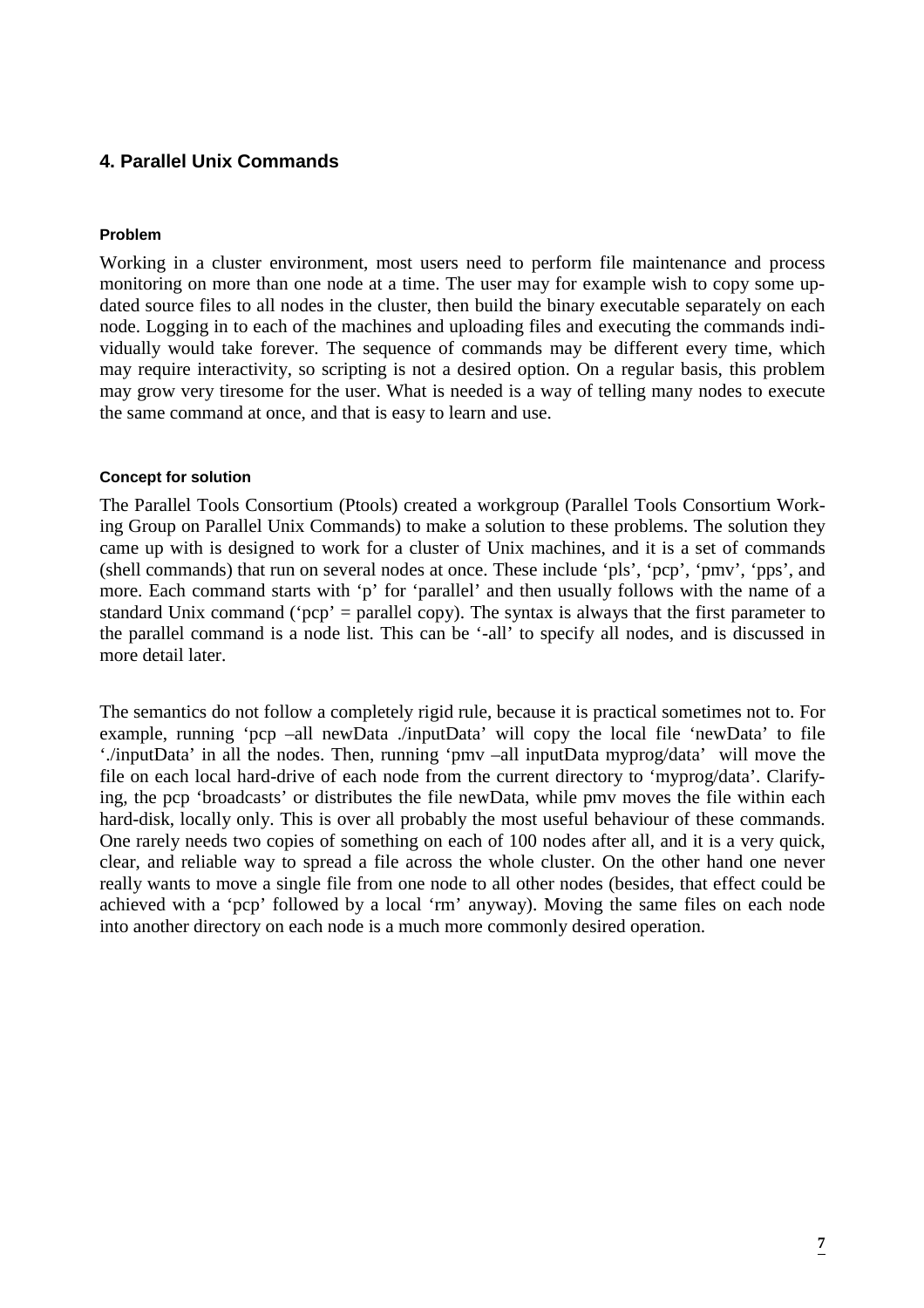## 4. Parallel Unix Commands

#### Problem

Working in a cluster environment, most users need to perform file maintenance and process monitoring on more than one node at a time. The user may for example wish to copy some updated source files to all nodes in the cluster, then build the binary executable separately on each node. Logging in to each of the machines and uploading files and executing the commands individually would take forever. The sequence of commands may be different every time, which may require interactivity, so scripting is not a desired option. On a regular basis, this problem may grow very tiresome for the user. What is needed is a way of telling many nodes to execute the same command at once, and that is easy to learn and use.

#### Concept for solution

The Parallel Tools Consortium (Ptools) created a workgroup (Parallel Tools Consortium Working Group on Parallel Unix Commands) to make a solution to these problems. The solution they came up with is designed to work for a cluster of Unix machines, and it is a set of commands (shell commands) that run on several nodes at once. These include 'pls', 'pcp', 'pmv', 'pps', and more. Each command starts with 'p' for 'parallel' and then usually follows with the name of a standard Unix command ('pcp' = parallel copy). The syntax is always that the first parameter to the parallel command is a node list. This can be '-all' to specify all nodes, and is discussed in more detail later.

The semantics do not follow a completely rigid rule, because it is practical sometimes not to. For example, running 'pcp –all newData ./inputData' will copy the local file 'newData' to file './inputData' in all the nodes. Then, running 'pmv –all inputData myprog/data' will move the file on each local hard-drive of each node from the current directory to 'myprog/data'. Clarifying, the pcp 'broadcasts' or distributes the file newData, while pmv moves the file within each hard-disk, locally only. This is over all probably the most useful behaviour of these commands. One rarely needs two copies of something on each of 100 nodes after all, and it is a very quick, clear, and reliable way to spread a file across the whole cluster. On the other hand one never really wants to move a single file from one node to all other nodes (besides, that effect could be achieved with a 'pcp' followed by a local 'rm' anyway). Moving the same files on each node into another directory on each node is a much more commonly desired operation.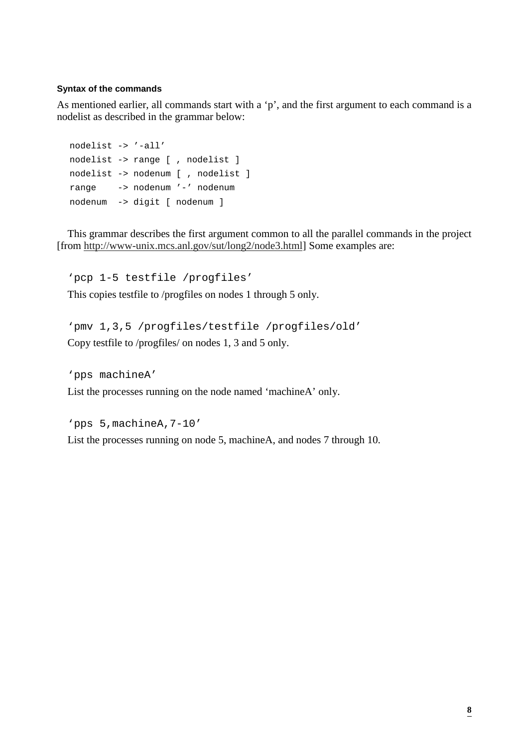#### Syntax of the commands

As mentioned earlier, all commands start with a ‘p’, and the first argument to each command is a nodelist as described in the grammar below:

```
nodelist -> ’-all’
nodelist -> range [ , nodelist ]
nodelist -> nodenum [ , nodelist ]
range    -> nodenum ’-’ nodenum
nodenum  -> digit [ nodenum ]
```

This grammar describes the first argument common to all the parallel commands in the project [from http://www-unix.mcs.anl.gov/sut/long2/node3.html] Some examples are:

`‘pcp 1-5 testfile /progfiles’`

This copies testfile to /progfiles on nodes 1 through 5 only.

`‘pmv 1,3,5 /progfiles/testfile /progfiles/old’`

Copy testfile to /progfiles/ on nodes 1, 3 and 5 only.

`‘pps machineA’`

List the processes running on the node named ‘machineA’ only.

`‘pps 5,machineA,7-10’`

List the processes running on node 5, machineA, and nodes 7 through 10.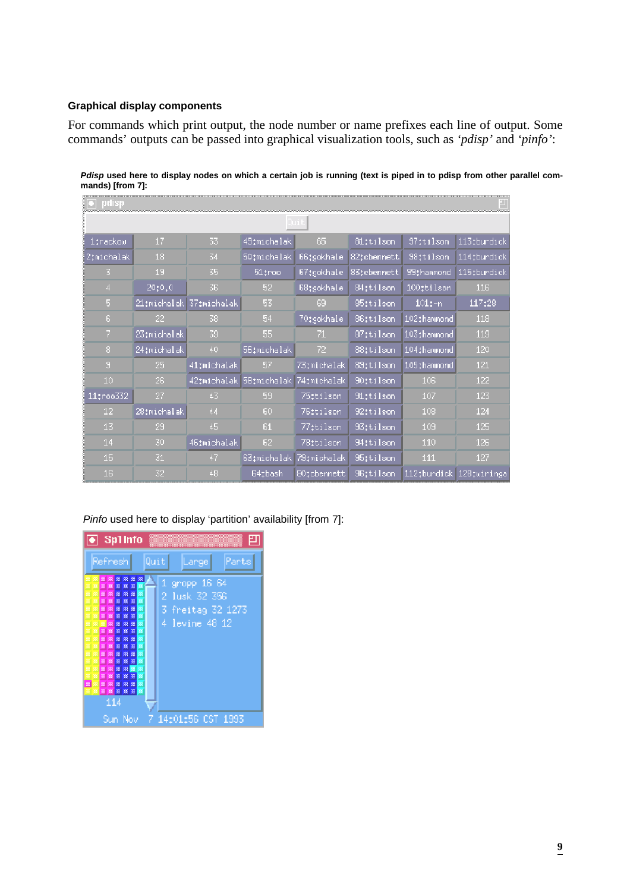### Graphical display components

For commands which print output, the node number or name prefixes each line of output. Some commands' outputs can be passed into graphical visualization tools, such as *'pdisp'* and *'pinfo'*:

***Pdisp*** **used here to display nodes on which a certain job is running (text is piped in to pdisp from other parallel commands) [from 7]:**

pdisp

Quit

| | | | | | | | |
|---|---|---|---|---|---|---|---|
| 1:rackow | 17 | 33 | 49:michalak | 65 | 81:tilson | 97:tilson | 113:burdick |
| 2:michalak | 18 | 34 | 50:michalak | 66:gokhale | 82:cbennett | 98:tilson | 114:burdick |
| 3 | 19 | 35 | 51:roo | 67:gokhale | 83:cbennett | 99:hammond | 115:burdick |
| 4 | 20:0,0 | 36 | 52 | 68:gokhale | 84:tilson | 100:tilson | 116 |
| 5 | 21:michalak | 37:michalak | 53 | 69 | 85:tilson | 101:-n | 117:28 |
| 6 | 22 | 38 | 54 | 70:gokhale | 86:tilson | 102:hammond | 118 |
| 7 | 23:michalak | 39 | 55 | 71 | 87:tilson | 103:hammond | 119 |
| 8 | 24:michalak | 40 | 56:michalak | 72 | 88:tilson | 104:hammond | 120 |
| 9 | 25 | 41:michalak | 57 | 73:michalak | 89:tilson | 105:hammond | 121 |
| 10 | 26 | 42:michalak | 58:michalak | 74:michalak | 90:tilson | 106 | 122 |
| 11:roo332 | 27 | 43 | 59 | 75:tilson | 91:tilson | 107 | 123 |
| 12 | 28:michalak | 44 | 60 | 76:tilson | 92:tilson | 108 | 124 |
| 13 | 29 | 45 | 61 | 77:tilson | 93:tilson | 109 | 125 |
| 14 | 30 | 46:michalak | 62 | 78:tilson | 94:tilson | 110 | 126 |
| 15 | 31 | 47 | 63:michalak | 79:michalak | 95:tilson | 111 | 127 |
| 16 | 32 | 48 | 64:bash | 80:cbennett | 96:tilson | 112:burdick | 128:wiringa |

*Pinfo* used here to display 'partition' availability [from 7]:

Sp1 Info

Refresh | Quit | Large | Parts

1 gropp 16 64
2 lusk 32 356
3 freitag 32 1273
4 levine 48 12

114

Sun Nov 7 14:01:56 CST 1993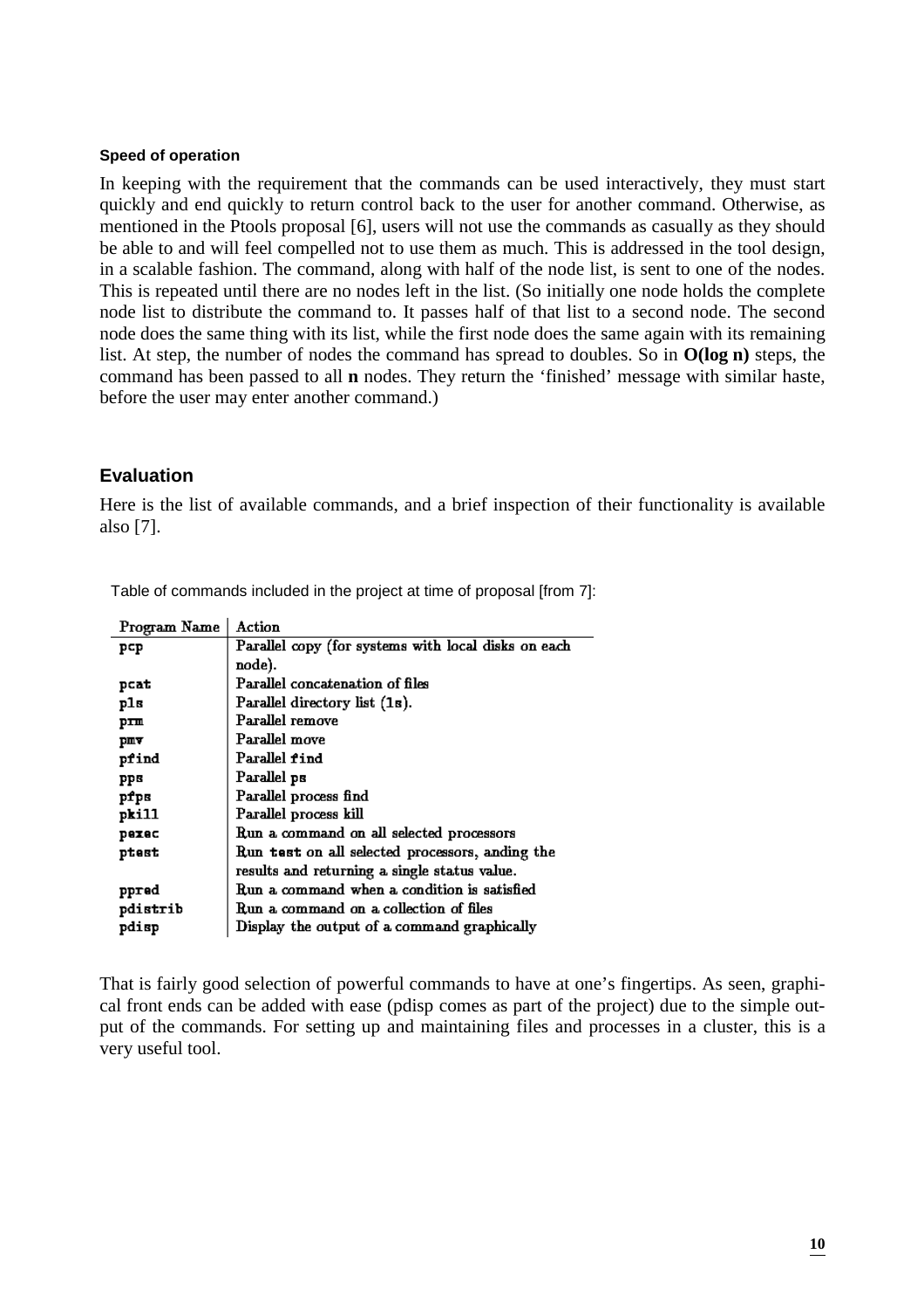#### Speed of operation

In keeping with the requirement that the commands can be used interactively, they must start quickly and end quickly to return control back to the user for another command. Otherwise, as mentioned in the Ptools proposal [6], users will not use the commands as casually as they should be able to and will feel compelled not to use them as much. This is addressed in the tool design, in a scalable fashion. The command, along with half of the node list, is sent to one of the nodes. This is repeated until there are no nodes left in the list. (So initially one node holds the complete node list to distribute the command to. It passes half of that list to a second node. The second node does the same thing with its list, while the first node does the same again with its remaining list. At step, the number of nodes the command has spread to doubles. So in **O(log n)** steps, the command has been passed to all **n** nodes. They return the 'finished' message with similar haste, before the user may enter another command.)

### Evaluation

Here is the list of available commands, and a brief inspection of their functionality is available also [7].

Table of commands included in the project at time of proposal [from 7]:

| Program Name | Action |
|---|---|
| pcp | Parallel copy (for systems with local disks on each node). |
| pcat | Parallel concatenation of files |
| pls | Parallel directory list (ls). |
| prm | Parallel remove |
| pmv | Parallel move |
| pfind | Parallel find |
| pps | Parallel ps |
| pfps | Parallel process find |
| pkill | Parallel process kill |
| pexec | Run a command on all selected processors |
| ptest | Run test on all selected processors, anding the results and returning a single status value. |
| ppred | Run a command when a condition is satisfied |
| pdistrib | Run a command on a collection of files |
| pdisp | Display the output of a command graphically |

That is fairly good selection of powerful commands to have at one's fingertips. As seen, graphical front ends can be added with ease (pdisp comes as part of the project) due to the simple output of the commands. For setting up and maintaining files and processes in a cluster, this is a very useful tool.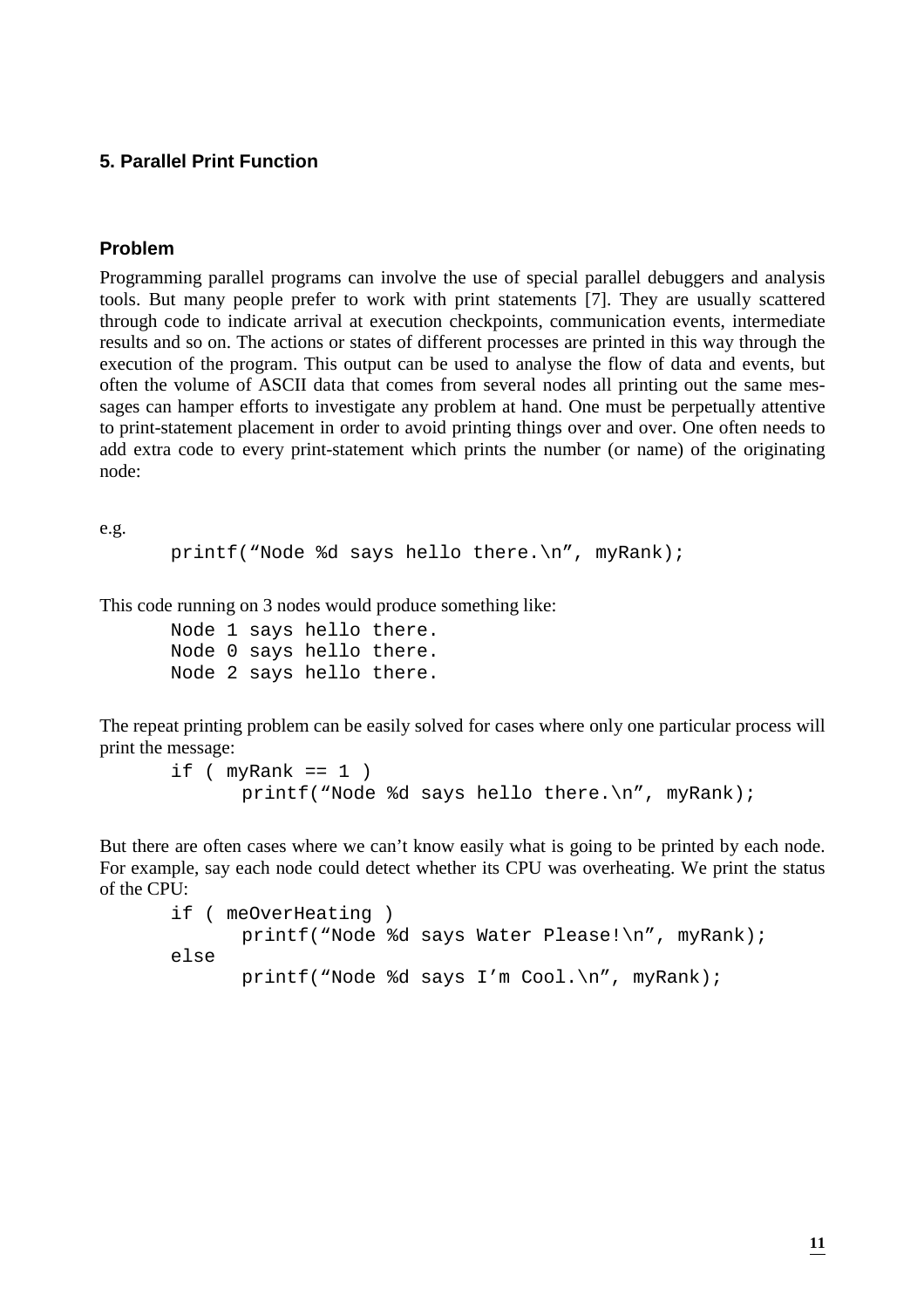## 5. Parallel Print Function

### Problem

Programming parallel programs can involve the use of special parallel debuggers and analysis tools. But many people prefer to work with print statements [7]. They are usually scattered through code to indicate arrival at execution checkpoints, communication events, intermediate results and so on. The actions or states of different processes are printed in this way through the execution of the program. This output can be used to analyse the flow of data and events, but often the volume of ASCII data that comes from several nodes all printing out the same messages can hamper efforts to investigate any problem at hand. One must be perpetually attentive to print-statement placement in order to avoid printing things over and over. One often needs to add extra code to every print-statement which prints the number (or name) of the originating node:

e.g.

```
printf("Node %d says hello there.\n", myRank);
```

This code running on 3 nodes would produce something like:

```
Node 1 says hello there.
Node 0 says hello there.
Node 2 says hello there.
```

The repeat printing problem can be easily solved for cases where only one particular process will print the message:

```
if ( myRank == 1 )
      printf("Node %d says hello there.\n", myRank);
```

But there are often cases where we can't know easily what is going to be printed by each node. For example, say each node could detect whether its CPU was overheating. We print the status of the CPU:

```
if ( meOverHeating )
      printf("Node %d says Water Please!\n", myRank);
else
      printf("Node %d says I'm Cool.\n", myRank);
```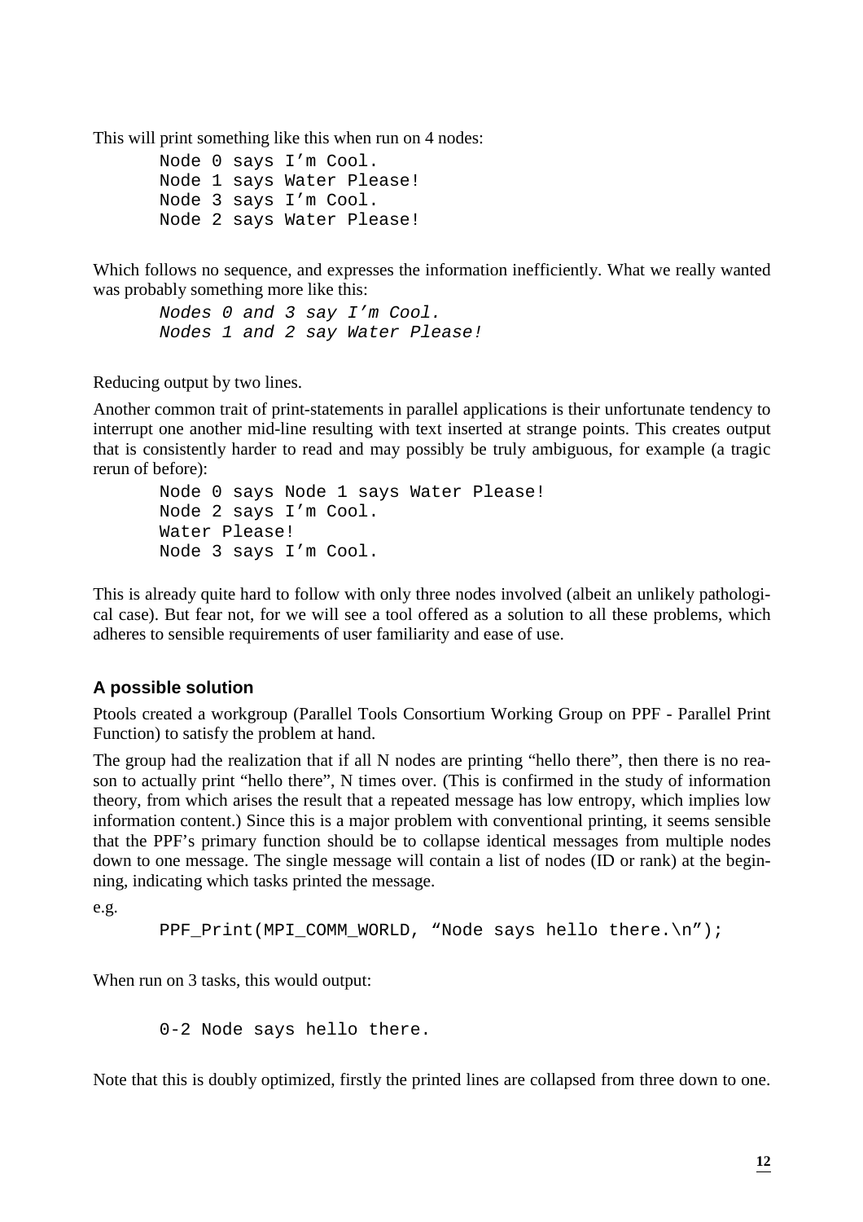This will print something like this when run on 4 nodes:

```
Node 0 says I'm Cool.
Node 1 says Water Please!
Node 3 says I'm Cool.
Node 2 says Water Please!
```

Which follows no sequence, and expresses the information inefficiently. What we really wanted was probably something more like this:

```
Nodes 0 and 3 say I'm Cool.
Nodes 1 and 2 say Water Please!
```

Reducing output by two lines.

Another common trait of print-statements in parallel applications is their unfortunate tendency to interrupt one another mid-line resulting with text inserted at strange points. This creates output that is consistently harder to read and may possibly be truly ambiguous, for example (a tragic rerun of before):

```
Node 0 says Node 1 says Water Please!
Node 2 says I'm Cool.
Water Please!
Node 3 says I'm Cool.
```

This is already quite hard to follow with only three nodes involved (albeit an unlikely pathological case). But fear not, for we will see a tool offered as a solution to all these problems, which adheres to sensible requirements of user familiarity and ease of use.

### A possible solution

Ptools created a workgroup (Parallel Tools Consortium Working Group on PPF - Parallel Print Function) to satisfy the problem at hand.

The group had the realization that if all N nodes are printing "hello there", then there is no reason to actually print "hello there", N times over. (This is confirmed in the study of information theory, from which arises the result that a repeated message has low entropy, which implies low information content.) Since this is a major problem with conventional printing, it seems sensible that the PPF's primary function should be to collapse identical messages from multiple nodes down to one message. The single message will contain a list of nodes (ID or rank) at the beginning, indicating which tasks printed the message.

e.g.

```
PPF_Print(MPI_COMM_WORLD, "Node says hello there.\n");
```

When run on 3 tasks, this would output:

```
0-2 Node says hello there.
```

Note that this is doubly optimized, firstly the printed lines are collapsed from three down to one.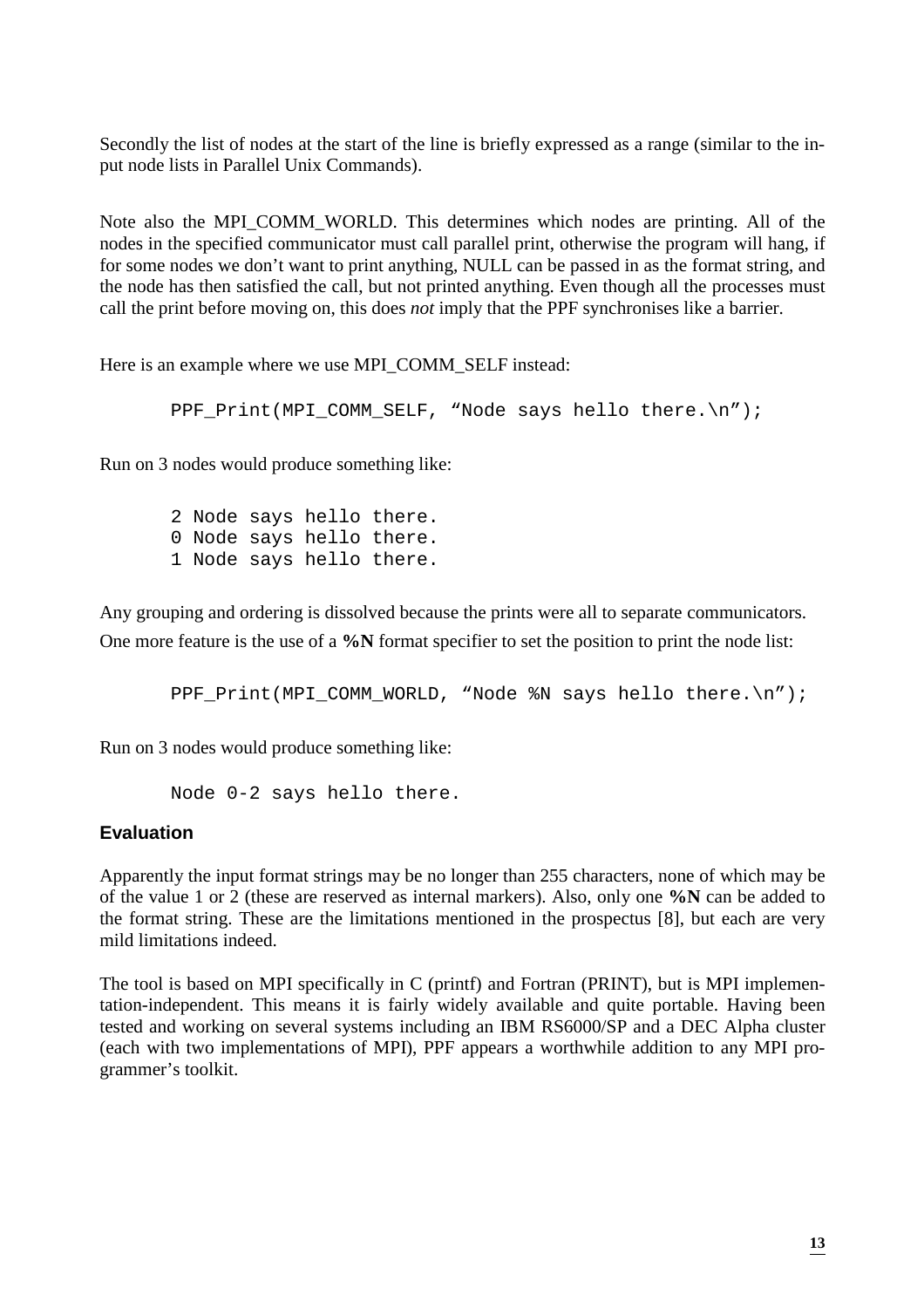Secondly the list of nodes at the start of the line is briefly expressed as a range (similar to the input node lists in Parallel Unix Commands).

Note also the MPI_COMM_WORLD. This determines which nodes are printing. All of the nodes in the specified communicator must call parallel print, otherwise the program will hang, if for some nodes we don't want to print anything, NULL can be passed in as the format string, and the node has then satisfied the call, but not printed anything. Even though all the processes must call the print before moving on, this does *not* imply that the PPF synchronises like a barrier.

Here is an example where we use MPI_COMM_SELF instead:

```
PPF_Print(MPI_COMM_SELF, "Node says hello there.\n");
```

Run on 3 nodes would produce something like:

```
2 Node says hello there.
0 Node says hello there.
1 Node says hello there.
```

Any grouping and ordering is dissolved because the prints were all to separate communicators.

One more feature is the use of a **%N** format specifier to set the position to print the node list:

```
PPF_Print(MPI_COMM_WORLD, "Node %N says hello there.\n");
```

Run on 3 nodes would produce something like:

```
Node 0-2 says hello there.
```

### Evaluation

Apparently the input format strings may be no longer than 255 characters, none of which may be of the value 1 or 2 (these are reserved as internal markers). Also, only one **%N** can be added to the format string. These are the limitations mentioned in the prospectus [8], but each are very mild limitations indeed.

The tool is based on MPI specifically in C (printf) and Fortran (PRINT), but is MPI implementation-independent. This means it is fairly widely available and quite portable. Having been tested and working on several systems including an IBM RS6000/SP and a DEC Alpha cluster (each with two implementations of MPI), PPF appears a worthwhile addition to any MPI programmer's toolkit.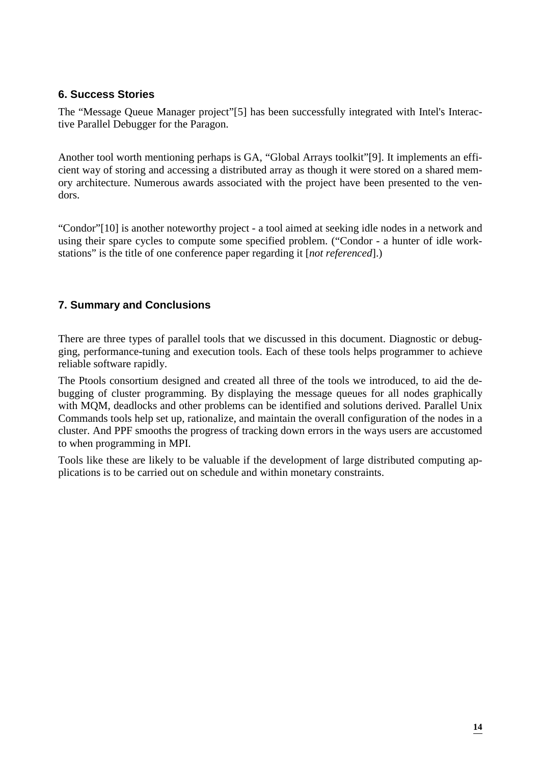## 6. Success Stories

The "Message Queue Manager project"[5] has been successfully integrated with Intel's Interactive Parallel Debugger for the Paragon.

Another tool worth mentioning perhaps is GA, "Global Arrays toolkit"[9]. It implements an efficient way of storing and accessing a distributed array as though it were stored on a shared memory architecture. Numerous awards associated with the project have been presented to the vendors.

"Condor"[10] is another noteworthy project - a tool aimed at seeking idle nodes in a network and using their spare cycles to compute some specified problem. ("Condor - a hunter of idle workstations" is the title of one conference paper regarding it [*not referenced*].)

## 7. Summary and Conclusions

There are three types of parallel tools that we discussed in this document. Diagnostic or debugging, performance-tuning and execution tools. Each of these tools helps programmer to achieve reliable software rapidly.

The Ptools consortium designed and created all three of the tools we introduced, to aid the debugging of cluster programming. By displaying the message queues for all nodes graphically with MQM, deadlocks and other problems can be identified and solutions derived. Parallel Unix Commands tools help set up, rationalize, and maintain the overall configuration of the nodes in a cluster. And PPF smooths the progress of tracking down errors in the ways users are accustomed to when programming in MPI.

Tools like these are likely to be valuable if the development of large distributed computing applications is to be carried out on schedule and within monetary constraints.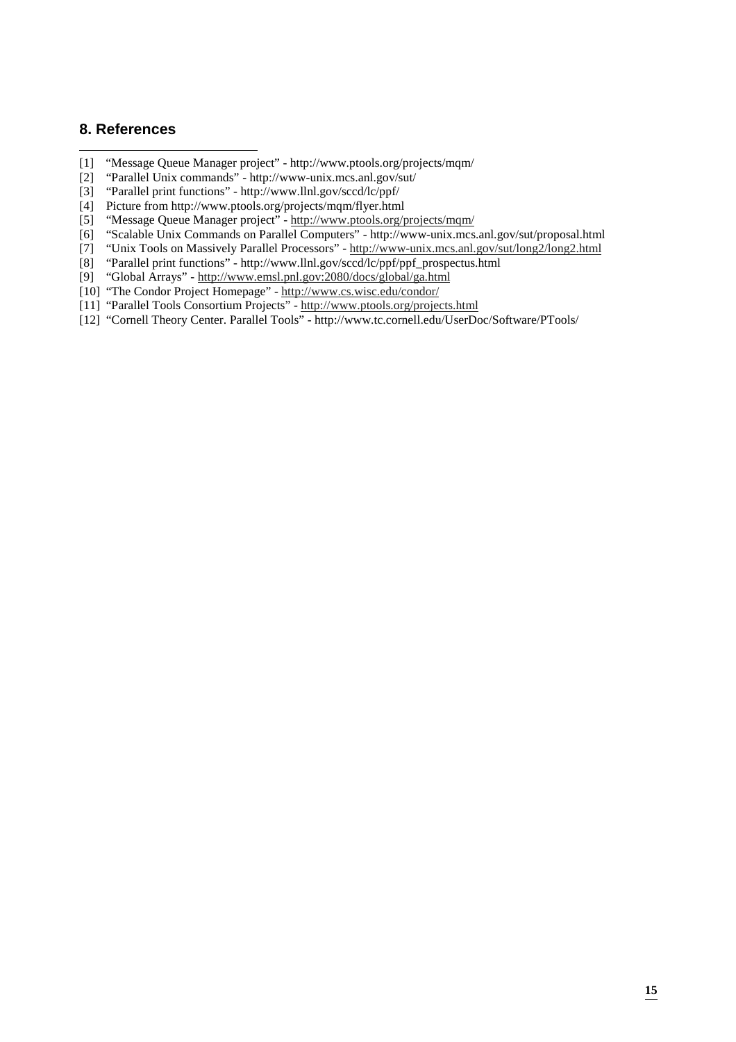## 8. References

[1] "Message Queue Manager project" - http://www.ptools.org/projects/mqm/
[2] "Parallel Unix commands" - http://www-unix.mcs.anl.gov/sut/
[3] "Parallel print functions" - http://www.llnl.gov/sccd/lc/ppf/
[4] Picture from http://www.ptools.org/projects/mqm/flyer.html
[5] "Message Queue Manager project" - http://www.ptools.org/projects/mqm/
[6] "Scalable Unix Commands on Parallel Computers" - http://www-unix.mcs.anl.gov/sut/proposal.html
[7] "Unix Tools on Massively Parallel Processors" - http://www-unix.mcs.anl.gov/sut/long2/long2.html
[8] "Parallel print functions" - http://www.llnl.gov/sccd/lc/ppf/ppf_prospectus.html
[9] "Global Arrays" - http://www.emsl.pnl.gov:2080/docs/global/ga.html
[10] "The Condor Project Homepage" - http://www.cs.wisc.edu/condor/
[11] "Parallel Tools Consortium Projects" - http://www.ptools.org/projects.html
[12] "Cornell Theory Center. Parallel Tools" - http://www.tc.cornell.edu/UserDoc/Software/PTools/